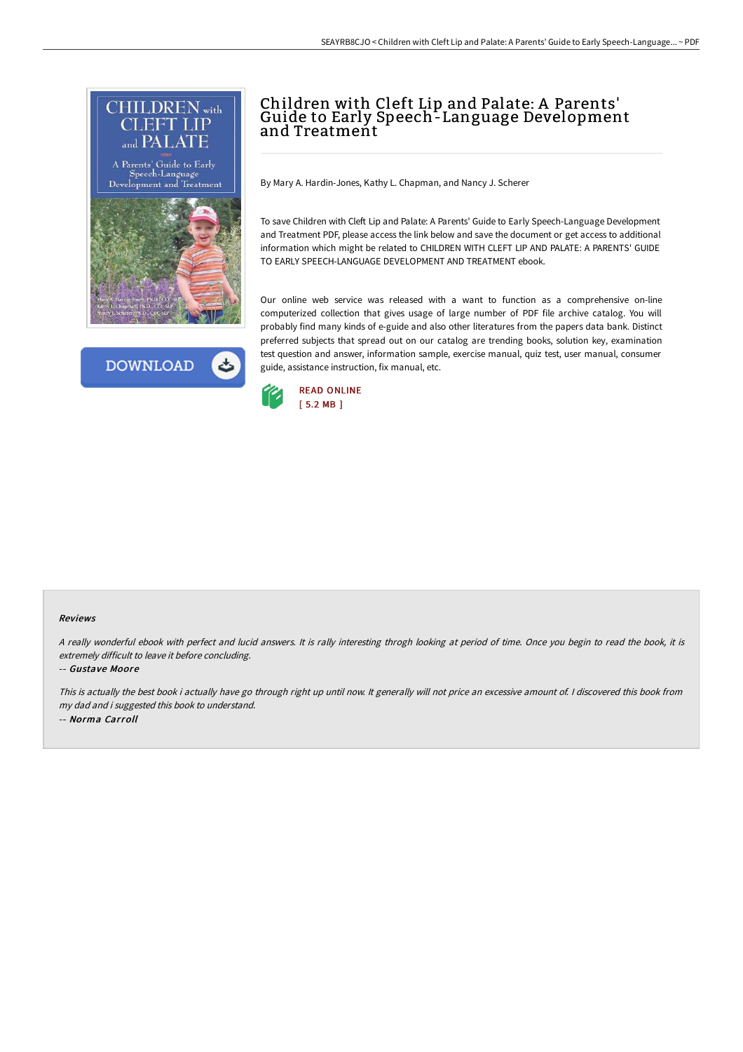# Children with Cleft Lip and Palate: A Parents' Guide to Early Speech-Language Development and Treatment

By Mary A. Hardin-Jones, Kathy L. Chapman, and Nancy J. Scherer

To save Children with Cleft Lip and Palate: A Parents' Guide to Early Speech-Language Development and Treatment PDF, please access the link below and save the document or get access to additional information which might be related to CHILDREN WITH CLEFT LIP AND PALATE: A PARENTS' GUIDE TO EARLY SPEECH-LANGUAGE DEVELOPMENT AND TREATMENT ebook.

Our online web service was released with a want to function as a comprehensive on-line computerized collection that gives usage of large number of PDF file archive catalog. You will probably find many kinds of e-guide and also other literatures from the papers data bank. Distinct preferred subjects that spread out on our catalog are trending books, solution key, examination test question and answer, information sample, exercise manual, quiz test, user manual, consumer guide, assistance instruction, fix manual, etc.

READ ONLINE
[ 5.2 MB ]

DOWNLOAD

### Reviews

*A really wonderful ebook with perfect and lucid answers. It is rally interesting throgh looking at period of time. Once you begin to read the book, it is extremely difficult to leave it before concluding.*

-- ***Gustave Moore***

*This is actually the best book i actually have go through right up until now. It generally will not price an excessive amount of. I discovered this book from my dad and i suggested this book to understand.*

-- ***Norma Carroll***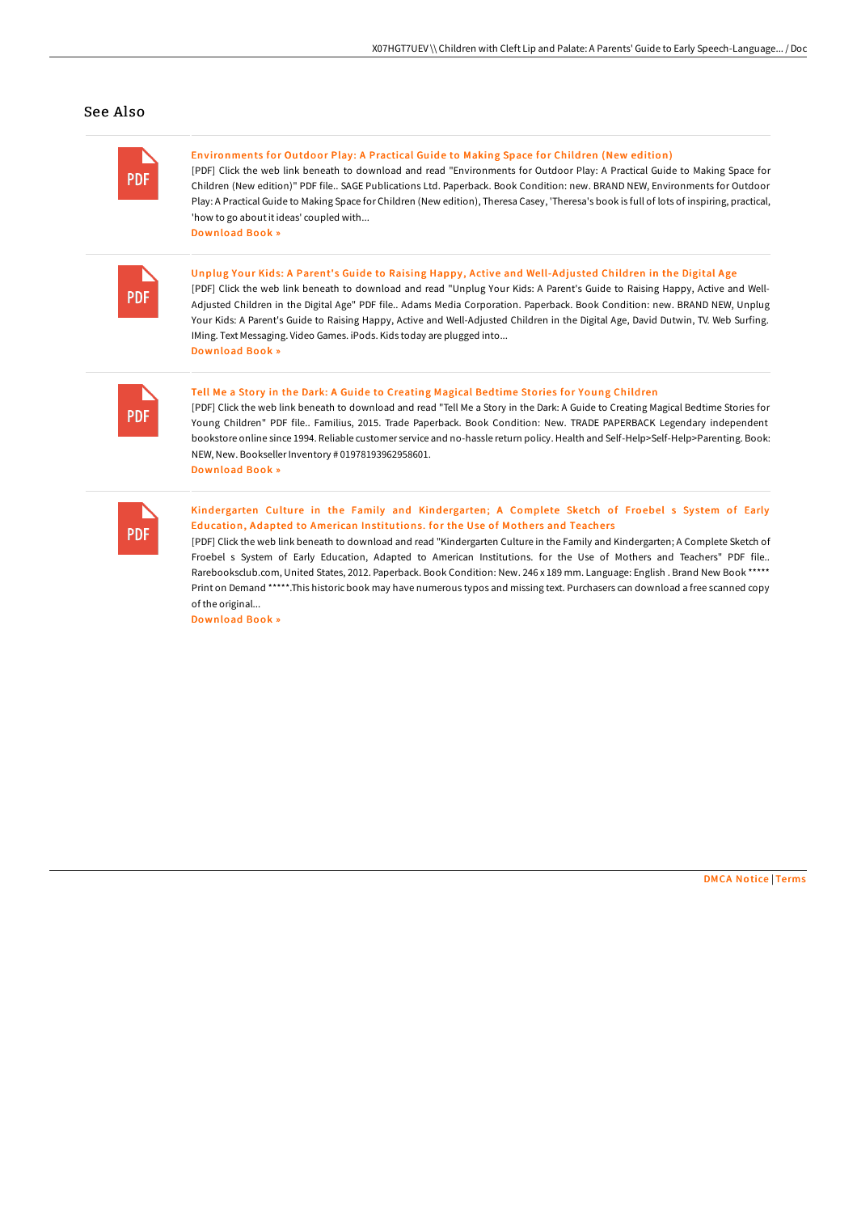## See Also

### Environments for Outdoor Play: A Practical Guide to Making Space for Children (New edition)

[PDF] Click the web link beneath to download and read "Environments for Outdoor Play: A Practical Guide to Making Space for Children (New edition)" PDF file.. SAGE Publications Ltd. Paperback. Book Condition: new. BRAND NEW, Environments for Outdoor Play: A Practical Guide to Making Space for Children (New edition), Theresa Casey, 'Theresa's book is full of lots of inspiring, practical, 'how to go about it ideas' coupled with...

Download Book »

### Unplug Your Kids: A Parent's Guide to Raising Happy, Active and Well-Adjusted Children in the Digital Age

[PDF] Click the web link beneath to download and read "Unplug Your Kids: A Parent's Guide to Raising Happy, Active and Well-Adjusted Children in the Digital Age" PDF file.. Adams Media Corporation. Paperback. Book Condition: new. BRAND NEW, Unplug Your Kids: A Parent's Guide to Raising Happy, Active and Well-Adjusted Children in the Digital Age, David Dutwin, TV. Web Surfing. IMing. Text Messaging. Video Games. iPods. Kids today are plugged into...

Download Book »

### Tell Me a Story in the Dark: A Guide to Creating Magical Bedtime Stories for Young Children

[PDF] Click the web link beneath to download and read "Tell Me a Story in the Dark: A Guide to Creating Magical Bedtime Stories for Young Children" PDF file.. Familius, 2015. Trade Paperback. Book Condition: New. TRADE PAPERBACK Legendary independent bookstore online since 1994. Reliable customer service and no-hassle return policy. Health and Self-Help>Self-Help>Parenting. Book: NEW, New. Bookseller Inventory # 01978193962958601.

Download Book »

### Kindergarten Culture in the Family and Kindergarten; A Complete Sketch of Froebel s System of Early Education, Adapted to American Institutions. for the Use of Mothers and Teachers

[PDF] Click the web link beneath to download and read "Kindergarten Culture in the Family and Kindergarten; A Complete Sketch of Froebel s System of Early Education, Adapted to American Institutions. for the Use of Mothers and Teachers" PDF file.. Rarebooksclub.com, United States, 2012. Paperback. Book Condition: New. 246 x 189 mm. Language: English . Brand New Book ***** Print on Demand *****.This historic book may have numerous typos and missing text. Purchasers can download a free scanned copy of the original...

Download Book »

DMCA Notice | Terms